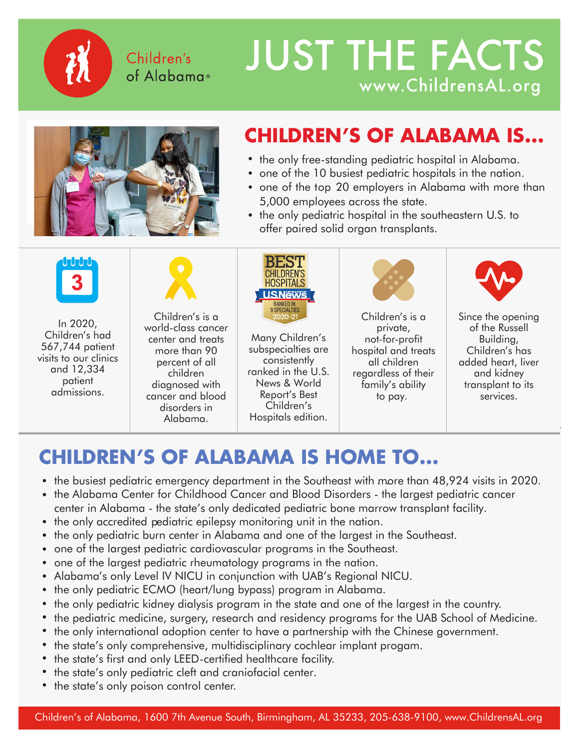Children's of Alabama®

# JUST THE FACTS

www.ChildrensAL.org

## CHILDREN'S OF ALABAMA IS...

- the only free-standing pediatric hospital in Alabama.
- one of the 10 busiest pediatric hospitals in the nation.
- one of the top 20 employers in Alabama with more than 5,000 employees across the state.
- the only pediatric hospital in the southeastern U.S. to offer paired solid organ transplants.

In 2020, Children's had 567,744 patient visits to our clinics and 12,334 patient admissions.

Children's is a world-class cancer center and treats more than 90 percent of all children diagnosed with cancer and blood disorders in Alabama.

BEST CHILDREN'S HOSPITALS U.S.News WORLD REPORT RANKED IN 9 SPECIALTIES 2020-21

Many Children's subspecialties are consistently ranked in the U.S. News & World Report's Best Children's Hospitals edition.

Children's is a private, not-for-profit hospital and treats all children regardless of their family's ability to pay.

Since the opening of the Russell Building, Children's has added heart, liver and kidney transplant to its services.

## CHILDREN'S OF ALABAMA IS HOME TO...

- the busiest pediatric emergency department in the Southeast with more than 48,924 visits in 2020.
- the Alabama Center for Childhood Cancer and Blood Disorders - the largest pediatric cancer center in Alabama - the state's only dedicated pediatric bone marrow transplant facility.
- the only accredited pediatric epilepsy monitoring unit in the nation.
- the only pediatric burn center in Alabama and one of the largest in the Southeast.
- one of the largest pediatric cardiovascular programs in the Southeast.
- one of the largest pediatric rheumatology programs in the nation.
- Alabama's only Level IV NICU in conjunction with UAB's Regional NICU.
- the only pediatric ECMO (heart/lung bypass) program in Alabama.
- the only pediatric kidney dialysis program in the state and one of the largest in the country.
- the pediatric medicine, surgery, research and residency programs for the UAB School of Medicine.
- the only international adoption center to have a partnership with the Chinese government.
- the state's only comprehensive, multidisciplinary cochlear implant progam.
- the state's first and only LEED-certified healthcare facility.
- the state's only pediatric cleft and craniofacial center.
- the state's only poison control center.

Children's of Alabama, 1600 7th Avenue South, Birmingham, AL 35233, 205-638-9100, www.ChildrensAL.org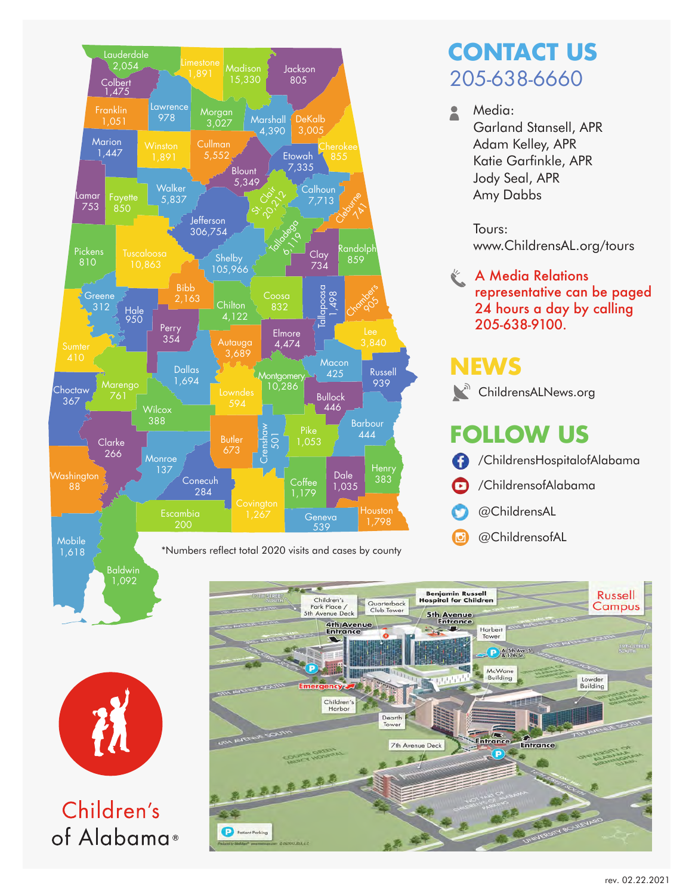Lauderdale 2,054
Limestone 1,891
Madison 15,330
Jackson 805
Colbert 1,475
Franklin 1,051
Lawrence 978
Morgan 3,027
Marshall 4,390
DeKalb 3,005
Marion 1,447
Winston 1,891
Cullman 5,552
Cherokee 855
Etowah 7,335
Blount 5,349
Lamar 753
Fayette 850
Walker 5,837
St. Clair 20,212
Calhoun 7,713
Cleburne 741
Jefferson 306,754
Talladega 6,119
Pickens 810
Tuscaloosa 10,863
Shelby 105,966
Clay 734
Randolph 859
Bibb 2,163
Greene 312
Hale 950
Chilton 4,122
Coosa 832
Tallapoosa 1,498
Chambers 905
Perry 354
Sumter 410
Autauga 3,689
Elmore 4,474
Lee 3,840
Dallas 1,694
Macon 425
Russell 939
Choctaw 367
Marengo 761
Montgomery 10,286
Lowndes 594
Bullock 446
Wilcox 388
Pike 1,053
Barbour 444
Clarke 266
Butler 673
Crenshaw 501
Monroe 137
Henry 383
Washington 88
Conecuh 284
Coffee 1,179
Dale 1,035
Covington 1,267
Escambia 200
Houston 1,798
Geneva 539
Mobile 1,618
Baldwin 1,092

*Numbers reflect total 2020 visits and cases by county

# CONTACT US

## 205-638-6660

Media:
Garland Stansell, APR
Adam Kelley, APR
Katie Garfinkle, APR
Jody Seal, APR
Amy Dabbs

Tours:
www.ChildrensAL.org/tours

A Media Relations representative can be paged 24 hours a day by calling 205-638-9100.

# NEWS

ChildrensALNews.org

# FOLLOW US

/ChildrensHospitalofAlabama

/ChildrensofAlabama

@ChildrensAL

@ChildrensofAL

Russell Campus

Benjamin Russell Hospital for Children
Children's Park Place / 5th Avenue Deck
Quarterback Club Tower
5th Avenue Entrance
4th Avenue Entrance
Harbert Tower
At 5th Ave. S. & 17th St.
Emergency
McWane Building
Lowder Building
Children's Harbor
Dearth Tower
7th Avenue Deck
Entrance
Entrance
University of Alabama Birmingham (UAB)
Patient Parking

Children's of Alabama®

rev. 02.22.2021